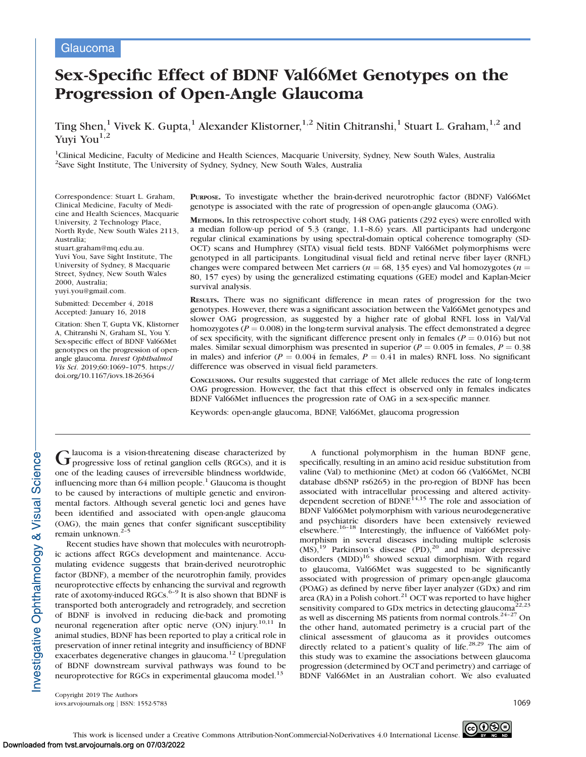Glaucoma

# Sex-Specific Effect of BDNF Val66Met Genotypes on the Progression of Open-Angle Glaucoma

Ting Shen,[1] Vivek K. Gupta,[1] Alexander Klistorner,[1,2] Nitin Chitranshi,[1] Stuart L. Graham,[1,2] and Yuyi You[1,2]

[1]Clinical Medicine, Faculty of Medicine and Health Sciences, Macquarie University, Sydney, New South Wales, Australia
[2]Save Sight Institute, The University of Sydney, Sydney, New South Wales, Australia

Correspondence: Stuart L. Graham, Clinical Medicine, Faculty of Medicine and Health Sciences, Macquarie University, 2 Technology Place, North Ryde, New South Wales 2113, Australia;
stuart.graham@mq.edu.au.
Yuyi You, Save Sight Institute, The University of Sydney, 8 Macquarie Street, Sydney, New South Wales 2000, Australia;
yuyi.you@gmail.com.

Submitted: December 4, 2018
Accepted: January 16, 2018

Citation: Shen T, Gupta VK, Klistorner A, Chitranshi N, Graham SL, You Y. Sex-specific effect of BDNF Val66Met genotypes on the progression of open-angle glaucoma. *Invest Ophthalmol Vis Sci.* 2019;60:1069–1075. https://doi.org/10.1167/iovs.18-26364

**Purpose.** To investigate whether the brain-derived neurotrophic factor (BDNF) Val66Met genotype is associated with the rate of progression of open-angle glaucoma (OAG).

**Methods.** In this retrospective cohort study, 148 OAG patients (292 eyes) were enrolled with a median follow-up period of 5.3 (range, 1.1–8.6) years. All participants had undergone regular clinical examinations by using spectral-domain optical coherence tomography (SD-OCT) scans and Humphrey (SITA) visual field tests. BDNF Val66Met polymorphisms were genotyped in all participants. Longitudinal visual field and retinal nerve fiber layer (RNFL) changes were compared between Met carriers ($n = 68$, 135 eyes) and Val homozygotes ($n = 80$, 157 eyes) by using the generalized estimating equations (GEE) model and Kaplan-Meier survival analysis.

**Results.** There was no significant difference in mean rates of progression for the two genotypes. However, there was a significant association between the Val66Met genotypes and slower OAG progression, as suggested by a higher rate of global RNFL loss in Val/Val homozygotes ($P = 0.008$) in the long-term survival analysis. The effect demonstrated a degree of sex specificity, with the significant difference present only in females ($P = 0.016$) but not males. Similar sexual dimorphism was presented in superior ($P = 0.005$ in females, $P = 0.38$ in males) and inferior ($P = 0.004$ in females, $P = 0.41$ in males) RNFL loss. No significant difference was observed in visual field parameters.

**Conclusions.** Our results suggested that carriage of Met allele reduces the rate of long-term OAG progression. However, the fact that this effect is observed only in females indicates BDNF Val66Met influences the progression rate of OAG in a sex-specific manner.

Keywords: open-angle glaucoma, BDNF, Val66Met, glaucoma progression

Glaucoma is a vision-threatening disease characterized by progressive loss of retinal ganglion cells (RGCs), and it is one of the leading causes of irreversible blindness worldwide, influencing more than 64 million people.[1] Glaucoma is thought to be caused by interactions of multiple genetic and environmental factors. Although several genetic loci and genes have been identified and associated with open-angle glaucoma (OAG), the main genes that confer significant susceptibility remain unknown.[2–5]

Recent studies have shown that molecules with neurotrophic actions affect RGCs development and maintenance. Accumulating evidence suggests that brain-derived neurotrophic factor (BDNF), a member of the neurotrophin family, provides neuroprotective effects by enhancing the survival and regrowth rate of axotomy-induced RGCs.[6–9] It is also shown that BDNF is transported both anterogradely and retrogradely, and secretion of BDNF is involved in reducing die-back and promoting neuronal regeneration after optic nerve (ON) injury.[10,11] In animal studies, BDNF has been reported to play a critical role in preservation of inner retinal integrity and insufficiency of BDNF exacerbates degenerative changes in glaucoma.[12] Upregulation of BDNF downstream survival pathways was found to be neuroprotective for RGCs in experimental glaucoma model.[13]

A functional polymorphism in the human BDNF gene, specifically, resulting in an amino acid residue substitution from valine (Val) to methionine (Met) at codon 66 (Val66Met, NCBI database dbSNP rs6265) in the pro-region of BDNF has been associated with intracellular processing and altered activity-dependent secretion of BDNF.[14,15] The role and association of BDNF Val66Met polymorphism with various neurodegenerative and psychiatric disorders have been extensively reviewed elsewhere.[16–18] Interestingly, the influence of Val66Met polymorphism in several diseases including multiple sclerosis (MS),[19] Parkinson's disease (PD),[20] and major depressive disorders (MDD)[16] showed sexual dimorphism. With regard to glaucoma, Val66Met was suggested to be significantly associated with progression of primary open-angle glaucoma (POAG) as defined by nerve fiber layer analyzer (GDx) and rim area (RA) in a Polish cohort.[21] OCT was reported to have higher sensitivity compared to GDx metrics in detecting glaucoma[22,23] as well as discerning MS patients from normal controls.[24–27] On the other hand, automated perimetry is a crucial part of the clinical assessment of glaucoma as it provides outcomes directly related to a patient's quality of life.[28,29] The aim of this study was to examine the associations between glaucoma progression (determined by OCT and perimetry) and carriage of BDNF Val66Met in an Australian cohort. We also evaluated

Copyright 2019 The Authors
iovs.arvojournals.org | ISSN: 1552-5783

This work is licensed under a Creative Commons Attribution-NonCommercial-NoDerivatives 4.0 International License.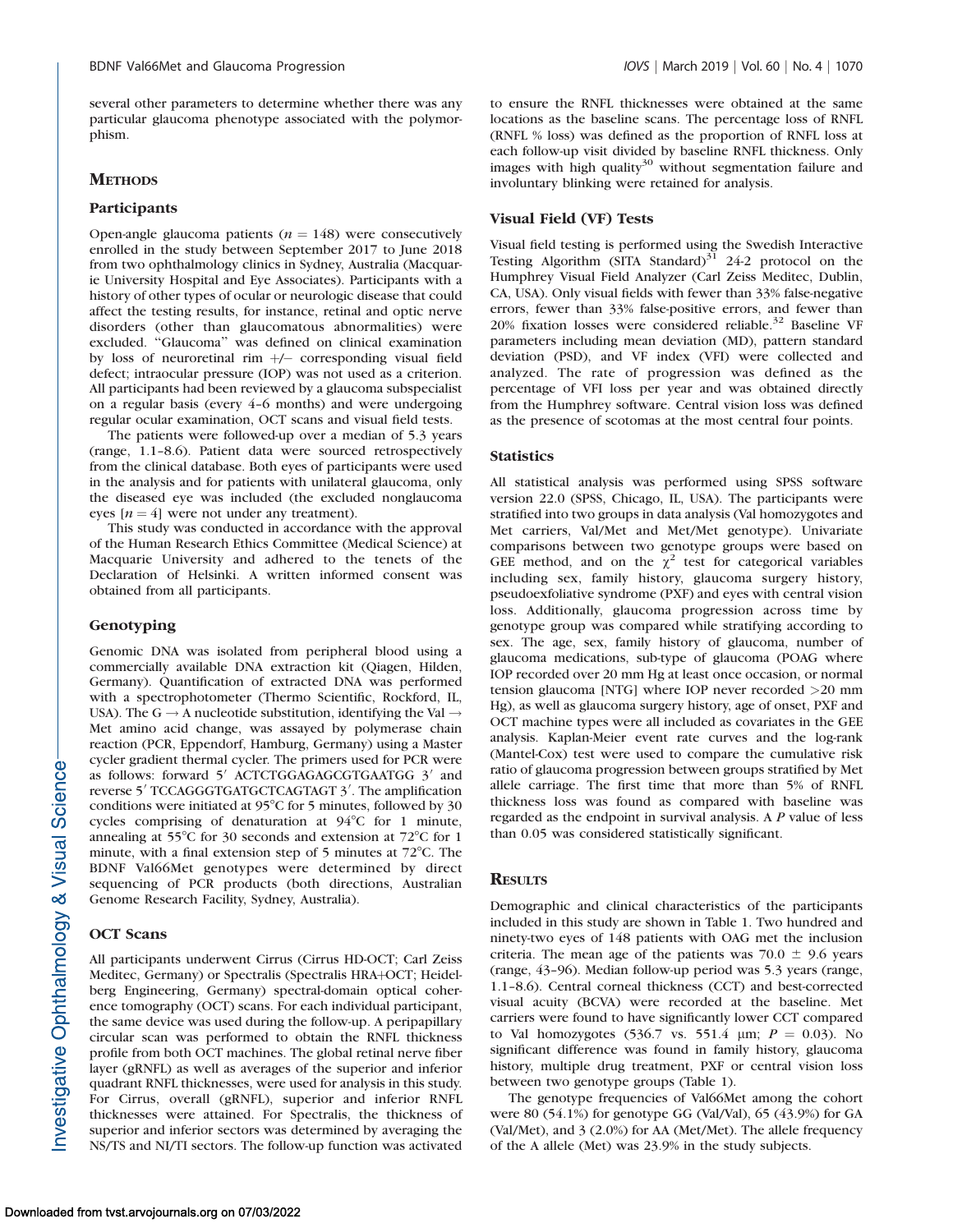several other parameters to determine whether there was any particular glaucoma phenotype associated with the polymorphism.

## Methods

### Participants

Open-angle glaucoma patients ($n = 148$) were consecutively enrolled in the study between September 2017 to June 2018 from two ophthalmology clinics in Sydney, Australia (Macquarie University Hospital and Eye Associates). Participants with a history of other types of ocular or neurologic disease that could affect the testing results, for instance, retinal and optic nerve disorders (other than glaucomatous abnormalities) were excluded. "Glaucoma" was defined on clinical examination by loss of neuroretinal rim +/− corresponding visual field defect; intraocular pressure (IOP) was not used as a criterion. All participants had been reviewed by a glaucoma subspecialist on a regular basis (every 4–6 months) and were undergoing regular ocular examination, OCT scans and visual field tests.

The patients were followed-up over a median of 5.3 years (range, 1.1–8.6). Patient data were sourced retrospectively from the clinical database. Both eyes of participants were used in the analysis and for patients with unilateral glaucoma, only the diseased eye was included (the excluded nonglaucoma eyes [$n = 4$] were not under any treatment).

This study was conducted in accordance with the approval of the Human Research Ethics Committee (Medical Science) at Macquarie University and adhered to the tenets of the Declaration of Helsinki. A written informed consent was obtained from all participants.

### Genotyping

Genomic DNA was isolated from peripheral blood using a commercially available DNA extraction kit (Qiagen, Hilden, Germany). Quantification of extracted DNA was performed with a spectrophotometer (Thermo Scientific, Rockford, IL, USA). The G → A nucleotide substitution, identifying the Val → Met amino acid change, was assayed by polymerase chain reaction (PCR, Eppendorf, Hamburg, Germany) using a Master cycler gradient thermal cycler. The primers used for PCR were as follows: forward 5′ ACTCTGGAGAGCGTGAATGG 3′ and reverse 5′ TCCAGGGTGATGCTCAGTAGT 3′. The amplification conditions were initiated at 95°C for 5 minutes, followed by 30 cycles comprising of denaturation at 94°C for 1 minute, annealing at 55°C for 30 seconds and extension at 72°C for 1 minute, with a final extension step of 5 minutes at 72°C. The BDNF Val66Met genotypes were determined by direct sequencing of PCR products (both directions, Australian Genome Research Facility, Sydney, Australia).

### OCT Scans

All participants underwent Cirrus (Cirrus HD-OCT; Carl Zeiss Meditec, Germany) or Spectralis (Spectralis HRA+OCT; Heidelberg Engineering, Germany) spectral-domain optical coherence tomography (OCT) scans. For each individual participant, the same device was used during the follow-up. A peripapillary circular scan was performed to obtain the RNFL thickness profile from both OCT machines. The global retinal nerve fiber layer (gRNFL) as well as averages of the superior and inferior quadrant RNFL thicknesses, were used for analysis in this study. For Cirrus, overall (gRNFL), superior and inferior RNFL thicknesses were attained. For Spectralis, the thickness of superior and inferior sectors was determined by averaging the NS/TS and NI/TI sectors. The follow-up function was activated to ensure the RNFL thicknesses were obtained at the same locations as the baseline scans. The percentage loss of RNFL (RNFL % loss) was defined as the proportion of RNFL loss at each follow-up visit divided by baseline RNFL thickness. Only images with high quality[30] without segmentation failure and involuntary blinking were retained for analysis.

### Visual Field (VF) Tests

Visual field testing is performed using the Swedish Interactive Testing Algorithm (SITA Standard)[31] 24-2 protocol on the Humphrey Visual Field Analyzer (Carl Zeiss Meditec, Dublin, CA, USA). Only visual fields with fewer than 33% false-negative errors, fewer than 33% false-positive errors, and fewer than 20% fixation losses were considered reliable.[32] Baseline VF parameters including mean deviation (MD), pattern standard deviation (PSD), and VF index (VFI) were collected and analyzed. The rate of progression was defined as the percentage of VFI loss per year and was obtained directly from the Humphrey software. Central vision loss was defined as the presence of scotomas at the most central four points.

### Statistics

All statistical analysis was performed using SPSS software version 22.0 (SPSS, Chicago, IL, USA). The participants were stratified into two groups in data analysis (Val homozygotes and Met carriers, Val/Met and Met/Met genotype). Univariate comparisons between two genotype groups were based on GEE method, and on the $\chi^2$ test for categorical variables including sex, family history, glaucoma surgery history, pseudoexfoliative syndrome (PXF) and eyes with central vision loss. Additionally, glaucoma progression across time by genotype group was compared while stratifying according to sex. The age, sex, family history of glaucoma, number of glaucoma medications, sub-type of glaucoma (POAG where IOP recorded over 20 mm Hg at least once occasion, or normal tension glaucoma [NTG] where IOP never recorded >20 mm Hg), as well as glaucoma surgery history, age of onset, PXF and OCT machine types were all included as covariates in the GEE analysis. Kaplan-Meier event rate curves and the log-rank (Mantel-Cox) test were used to compare the cumulative risk ratio of glaucoma progression between groups stratified by Met allele carriage. The first time that more than 5% of RNFL thickness loss was found as compared with baseline was regarded as the endpoint in survival analysis. A $P$ value of less than 0.05 was considered statistically significant.

## Results

Demographic and clinical characteristics of the participants included in this study are shown in Table 1. Two hundred and ninety-two eyes of 148 patients with OAG met the inclusion criteria. The mean age of the patients was 70.0 ± 9.6 years (range, 43–96). Median follow-up period was 5.3 years (range, 1.1–8.6). Central corneal thickness (CCT) and best-corrected visual acuity (BCVA) were recorded at the baseline. Met carriers were found to have significantly lower CCT compared to Val homozygotes (536.7 vs. 551.4 μm; $P = 0.03$). No significant difference was found in family history, glaucoma history, multiple drug treatment, PXF or central vision loss between two genotype groups (Table 1).

The genotype frequencies of Val66Met among the cohort were 80 (54.1%) for genotype GG (Val/Val), 65 (43.9%) for GA (Val/Met), and 3 (2.0%) for AA (Met/Met). The allele frequency of the A allele (Met) was 23.9% in the study subjects.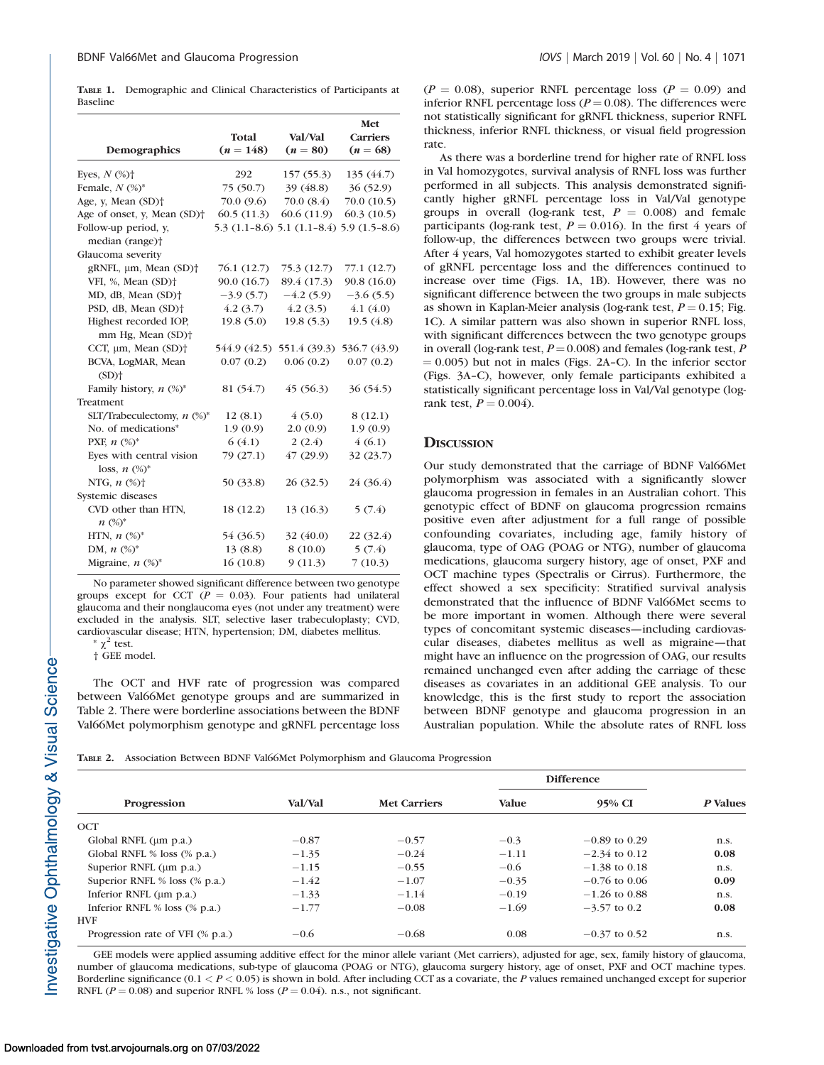**Table 1.** Demographic and Clinical Characteristics of Participants at Baseline

| Demographics | Total (n = 148) | Val/Val (n = 80) | Met Carriers (n = 68) |
|---|---|---|---|
| Eyes, N (%)† | 292 | 157 (55.3) | 135 (44.7) |
| Female, N (%)* | 75 (50.7) | 39 (48.8) | 36 (52.9) |
| Age, y, Mean (SD)† | 70.0 (9.6) | 70.0 (8.4) | 70.0 (10.5) |
| Age of onset, y, Mean (SD)† | 60.5 (11.3) | 60.6 (11.9) | 60.3 (10.5) |
| Follow-up period, y, median (range)† | 5.3 (1.1–8.6) | 5.1 (1.1–8.4) | 5.9 (1.5–8.6) |
| Glaucoma severity | | | |
| gRNFL, µm, Mean (SD)† | 76.1 (12.7) | 75.3 (12.7) | 77.1 (12.7) |
| VFI, %, Mean (SD)† | 90.0 (16.7) | 89.4 (17.3) | 90.8 (16.0) |
| MD, dB, Mean (SD)† | −3.9 (5.7) | −4.2 (5.9) | −3.6 (5.5) |
| PSD, dB, Mean (SD)† | 4.2 (3.7) | 4.2 (3.5) | 4.1 (4.0) |
| Highest recorded IOP, mm Hg, Mean (SD)† | 19.8 (5.0) | 19.8 (5.3) | 19.5 (4.8) |
| CCT, µm, Mean (SD)† | 544.9 (42.5) | 551.4 (39.3) | 536.7 (43.9) |
| BCVA, LogMAR, Mean (SD)† | 0.07 (0.2) | 0.06 (0.2) | 0.07 (0.2) |
| Family history, n (%)* | 81 (54.7) | 45 (56.3) | 36 (54.5) |
| Treatment | | | |
| SLT/Trabeculectomy, n (%)* | 12 (8.1) | 4 (5.0) | 8 (12.1) |
| No. of medications* | 1.9 (0.9) | 2.0 (0.9) | 1.9 (0.9) |
| PXF, n (%)* | 6 (4.1) | 2 (2.4) | 4 (6.1) |
| Eyes with central vision loss, n (%)* | 79 (27.1) | 47 (29.9) | 32 (23.7) |
| NTG, n (%)† | 50 (33.8) | 26 (32.5) | 24 (36.4) |
| Systemic diseases | | | |
| CVD other than HTN, n (%)* | 18 (12.2) | 13 (16.3) | 5 (7.4) |
| HTN, n (%)* | 54 (36.5) | 32 (40.0) | 22 (32.4) |
| DM, n (%)* | 13 (8.8) | 8 (10.0) | 5 (7.4) |
| Migraine, n (%)* | 16 (10.8) | 9 (11.3) | 7 (10.3) |

No parameter showed significant difference between two genotype groups except for CCT ($P$ = 0.03). Four patients had unilateral glaucoma and their nonglaucoma eyes (not under any treatment) were excluded in the analysis. SLT, selective laser trabeculoplasty; CVD, cardiovascular disease; HTN, hypertension; DM, diabetes mellitus.

* $\chi^2$ test.

† GEE model.

The OCT and HVF rate of progression was compared between Val66Met genotype groups and are summarized in Table 2. There were borderline associations between the BDNF Val66Met polymorphism genotype and gRNFL percentage loss ($P$ = 0.08), superior RNFL percentage loss ($P$ = 0.09) and inferior RNFL percentage loss ($P$ = 0.08). The differences were not statistically significant for gRNFL thickness, superior RNFL thickness, inferior RNFL thickness, or visual field progression rate.

As there was a borderline trend for higher rate of RNFL loss in Val homozygotes, survival analysis of RNFL loss was further performed in all subjects. This analysis demonstrated significantly higher gRNFL percentage loss in Val/Val genotype groups in overall (log-rank test, $P$ = 0.008) and female participants (log-rank test, $P$ = 0.016). In the first 4 years of follow-up, the differences between two groups were trivial. After 4 years, Val homozygotes started to exhibit greater levels of gRNFL percentage loss and the differences continued to increase over time (Figs. 1A, 1B). However, there was no significant difference between the two groups in male subjects as shown in Kaplan-Meier analysis (log-rank test, $P$ = 0.15; Fig. 1C). A similar pattern was also shown in superior RNFL loss, with significant differences between the two genotype groups in overall (log-rank test, $P$ = 0.008) and females (log-rank test, $P$ = 0.005) but not in males (Figs. 2A–C). In the inferior sector (Figs. 3A–C), however, only female participants exhibited a statistically significant percentage loss in Val/Val genotype (log-rank test, $P$ = 0.004).

## Discussion

Our study demonstrated that the carriage of BDNF Val66Met polymorphism was associated with a significantly slower glaucoma progression in females in an Australian cohort. This genotypic effect of BDNF on glaucoma progression remains positive even after adjustment for a full range of possible confounding covariates, including age, family history of glaucoma, type of OAG (POAG or NTG), number of glaucoma medications, glaucoma surgery history, age of onset, PXF and OCT machine types (Spectralis or Cirrus). Furthermore, the effect showed a sex specificity: Stratified survival analysis demonstrated that the influence of BDNF Val66Met seems to be more important in women. Although there were several types of concomitant systemic diseases—including cardiovascular diseases, diabetes mellitus as well as migraine—that might have an influence on the progression of OAG, our results remained unchanged even after adding the carriage of these diseases as covariates in an additional GEE analysis. To our knowledge, this is the first study to report the association between BDNF genotype and glaucoma progression in an Australian population. While the absolute rates of RNFL loss

**Table 2.** Association Between BDNF Val66Met Polymorphism and Glaucoma Progression

| Progression | Val/Val | Met Carriers | Difference | | P Values |
|---|---|---|---|---|---|
| | | | Value | 95% CI | |
| OCT | | | | | |
| Global RNFL (µm p.a.) | −0.87 | −0.57 | −0.3 | −0.89 to 0.29 | n.s. |
| Global RNFL % loss (% p.a.) | −1.35 | −0.24 | −1.11 | −2.34 to 0.12 | **0.08** |
| Superior RNFL (µm p.a.) | −1.15 | −0.55 | −0.6 | −1.38 to 0.18 | n.s. |
| Superior RNFL % loss (% p.a.) | −1.42 | −1.07 | −0.35 | −0.76 to 0.06 | **0.09** |
| Inferior RNFL (µm p.a.) | −1.33 | −1.14 | −0.19 | −1.26 to 0.88 | n.s. |
| Inferior RNFL % loss (% p.a.) | −1.77 | −0.08 | −1.69 | −3.57 to 0.2 | **0.08** |
| HVF | | | | | |
| Progression rate of VFI (% p.a.) | −0.6 | −0.68 | 0.08 | −0.37 to 0.52 | n.s. |

GEE models were applied assuming additive effect for the minor allele variant (Met carriers), adjusted for age, sex, family history of glaucoma, number of glaucoma medications, sub-type of glaucoma (POAG or NTG), glaucoma surgery history, age of onset, PXF and OCT machine types. Borderline significance ($0.1 < P < 0.05$) is shown in bold. After including CCT as a covariate, the $P$ values remained unchanged except for superior RNFL ($P$ = 0.08) and superior RNFL % loss ($P$ = 0.04). n.s., not significant.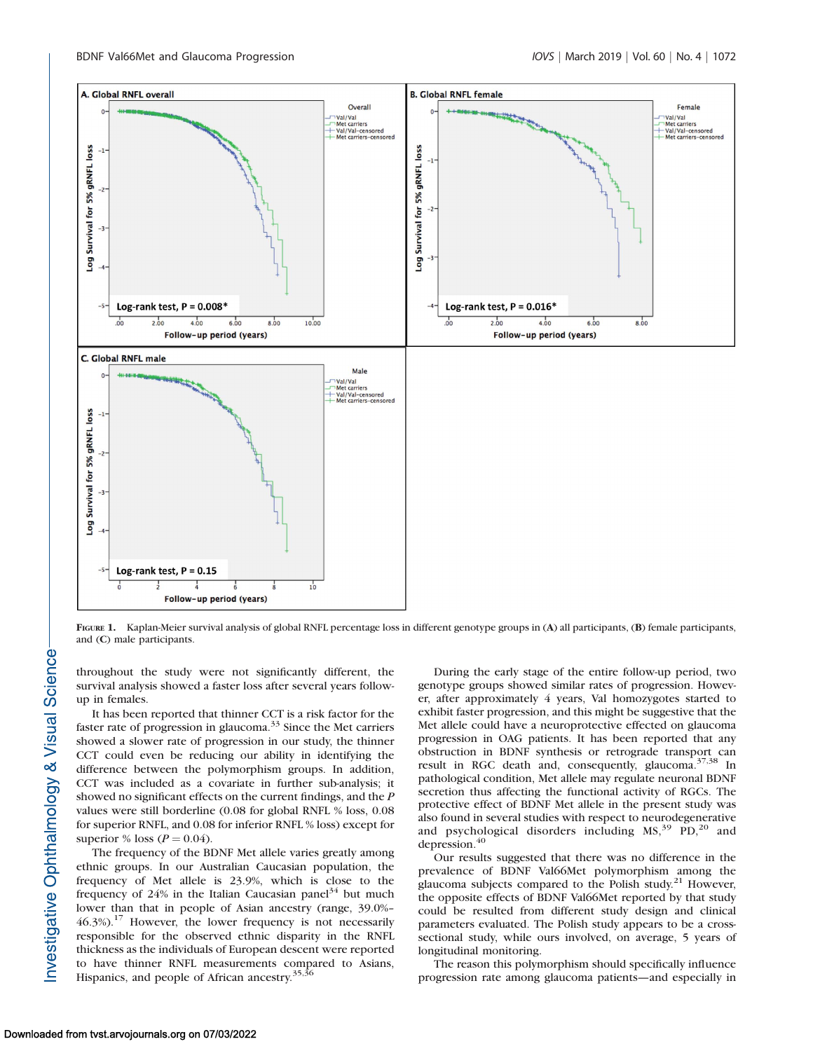FIGURE 1. Kaplan-Meier survival analysis of global RNFL percentage loss in different genotype groups in (A) all participants, (B) female participants, and (C) male participants.

throughout the study were not significantly different, the survival analysis showed a faster loss after several years follow-up in females.

It has been reported that thinner CCT is a risk factor for the faster rate of progression in glaucoma.[33] Since the Met carriers showed a slower rate of progression in our study, the thinner CCT could even be reducing our ability in identifying the difference between the polymorphism groups. In addition, CCT was included as a covariate in further sub-analysis; it showed no significant effects on the current findings, and the $P$ values were still borderline (0.08 for global RNFL % loss, 0.08 for superior RNFL, and 0.08 for inferior RNFL % loss) except for superior % loss ($P = 0.04$).

The frequency of the BDNF Met allele varies greatly among ethnic groups. In our Australian Caucasian population, the frequency of Met allele is 23.9%, which is close to the frequency of 24% in the Italian Caucasian panel[34] but much lower than that in people of Asian ancestry (range, 39.0%–46.3%).[17] However, the lower frequency is not necessarily responsible for the observed ethnic disparity in the RNFL thickness as the individuals of European descent were reported to have thinner RNFL measurements compared to Asians, Hispanics, and people of African ancestry.[35,36]

During the early stage of the entire follow-up period, two genotype groups showed similar rates of progression. However, after approximately 4 years, Val homozygotes started to exhibit faster progression, and this might be suggestive that the Met allele could have a neuroprotective effected on glaucoma progression in OAG patients. It has been reported that any obstruction in BDNF synthesis or retrograde transport can result in RGC death and, consequently, glaucoma.[37,38] In pathological condition, Met allele may regulate neuronal BDNF secretion thus affecting the functional activity of RGCs. The protective effect of BDNF Met allele in the present study was also found in several studies with respect to neurodegenerative and psychological disorders including MS,[39] PD,[20] and depression.[40]

Our results suggested that there was no difference in the prevalence of BDNF Val66Met polymorphism among the glaucoma subjects compared to the Polish study.[21] However, the opposite effects of BDNF Val66Met reported by that study could be resulted from different study design and clinical parameters evaluated. The Polish study appears to be a cross-sectional study, while ours involved, on average, 5 years of longitudinal monitoring.

The reason this polymorphism should specifically influence progression rate among glaucoma patients—and especially in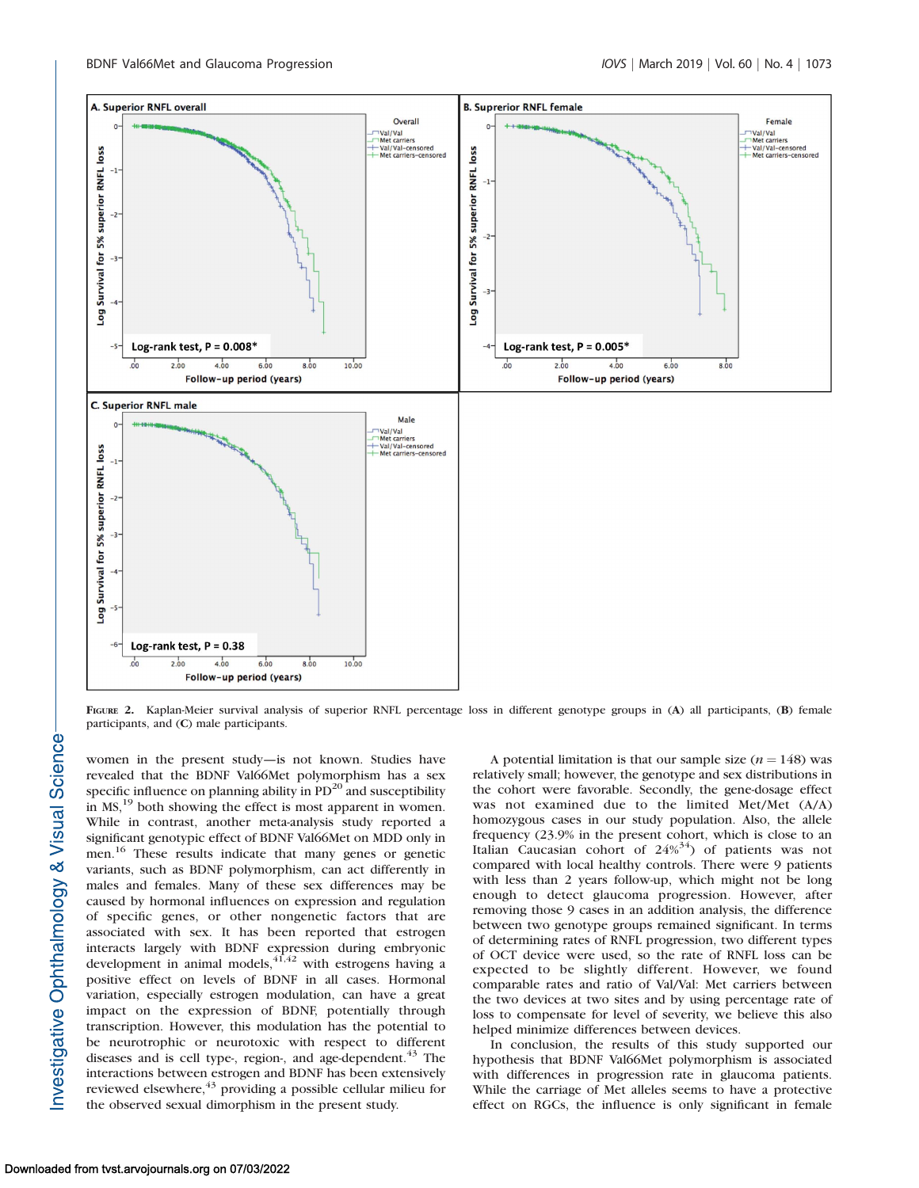FIGURE 2. Kaplan-Meier survival analysis of superior RNFL percentage loss in different genotype groups in (A) all participants, (B) female participants, and (C) male participants.

women in the present study—is not known. Studies have revealed that the BDNF Val66Met polymorphism has a sex specific influence on planning ability in PD[20] and susceptibility in MS,[19] both showing the effect is most apparent in women. While in contrast, another meta-analysis study reported a significant genotypic effect of BDNF Val66Met on MDD only in men.[16] These results indicate that many genes or genetic variants, such as BDNF polymorphism, can act differently in males and females. Many of these sex differences may be caused by hormonal influences on expression and regulation of specific genes, or other nongenetic factors that are associated with sex. It has been reported that estrogen interacts largely with BDNF expression during embryonic development in animal models,[41,42] with estrogens having a positive effect on levels of BDNF in all cases. Hormonal variation, especially estrogen modulation, can have a great impact on the expression of BDNF, potentially through transcription. However, this modulation has the potential to be neurotrophic or neurotoxic with respect to different diseases and is cell type-, region-, and age-dependent.[43] The interactions between estrogen and BDNF has been extensively reviewed elsewhere,[43] providing a possible cellular milieu for the observed sexual dimorphism in the present study.

A potential limitation is that our sample size ($n = 148$) was relatively small; however, the genotype and sex distributions in the cohort were favorable. Secondly, the gene-dosage effect was not examined due to the limited Met/Met (A/A) homozygous cases in our study population. Also, the allele frequency (23.9% in the present cohort, which is close to an Italian Caucasian cohort of 24%[34]) of patients was not compared with local healthy controls. There were 9 patients with less than 2 years follow-up, which might not be long enough to detect glaucoma progression. However, after removing those 9 cases in an addition analysis, the difference between two genotype groups remained significant. In terms of determining rates of RNFL progression, two different types of OCT device were used, so the rate of RNFL loss can be expected to be slightly different. However, we found comparable rates and ratio of Val/Val: Met carriers between the two devices at two sites and by using percentage rate of loss to compensate for level of severity, we believe this also helped minimize differences between devices.

In conclusion, the results of this study supported our hypothesis that BDNF Val66Met polymorphism is associated with differences in progression rate in glaucoma patients. While the carriage of Met alleles seems to have a protective effect on RGCs, the influence is only significant in female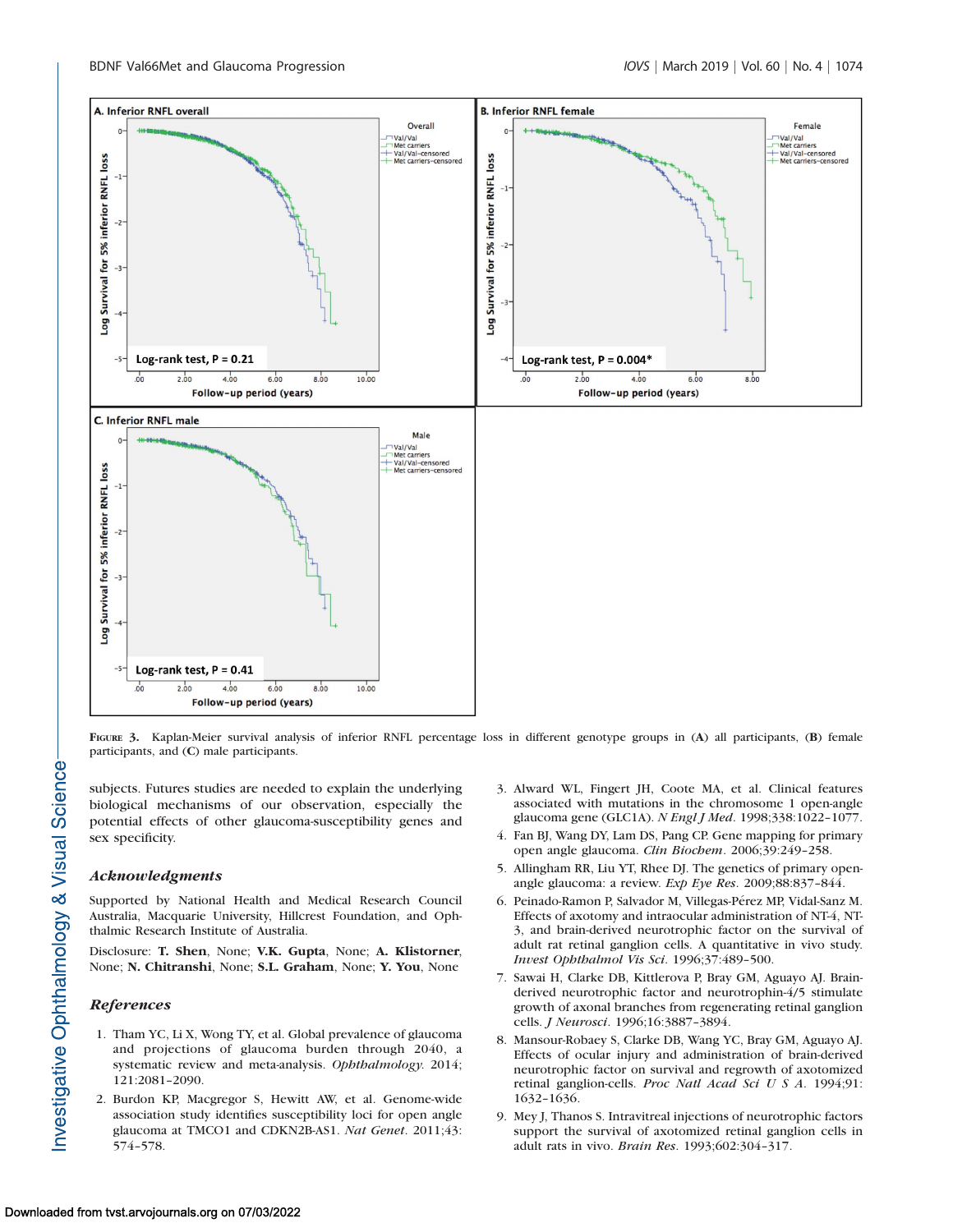FIGURE 3. Kaplan-Meier survival analysis of inferior RNFL percentage loss in different genotype groups in (A) all participants, (B) female participants, and (C) male participants.

subjects. Futures studies are needed to explain the underlying biological mechanisms of our observation, especially the potential effects of other glaucoma-susceptibility genes and sex specificity.

### Acknowledgments

Supported by National Health and Medical Research Council Australia, Macquarie University, Hillcrest Foundation, and Ophthalmic Research Institute of Australia.

Disclosure: **T. Shen**, None; **V.K. Gupta**, None; **A. Klistorner**, None; **N. Chitranshi**, None; **S.L. Graham**, None; **Y. You**, None

### References

1. Tham YC, Li X, Wong TY, et al. Global prevalence of glaucoma and projections of glaucoma burden through 2040, a systematic review and meta-analysis. *Ophthalmology*. 2014; 121:2081–2090.
2. Burdon KP, Macgregor S, Hewitt AW, et al. Genome-wide association study identifies susceptibility loci for open angle glaucoma at TMCO1 and CDKN2B-AS1. *Nat Genet*. 2011;43: 574–578.
3. Alward WL, Fingert JH, Coote MA, et al. Clinical features associated with mutations in the chromosome 1 open-angle glaucoma gene (GLC1A). *N Engl J Med*. 1998;338:1022–1077.
4. Fan BJ, Wang DY, Lam DS, Pang CP. Gene mapping for primary open angle glaucoma. *Clin Biochem*. 2006;39:249–258.
5. Allingham RR, Liu YT, Rhee DJ. The genetics of primary open-angle glaucoma: a review. *Exp Eye Res*. 2009;88:837–844.
6. Peinado-Ramon P, Salvador M, Villegas-Pérez MP, Vidal-Sanz M. Effects of axotomy and intraocular administration of NT-4, NT-3, and brain-derived neurotrophic factor on the survival of adult rat retinal ganglion cells. A quantitative in vivo study. *Invest Ophthalmol Vis Sci*. 1996;37:489–500.
7. Sawai H, Clarke DB, Kittlerova P, Bray GM, Aguayo AJ. Brain-derived neurotrophic factor and neurotrophin-4/5 stimulate growth of axonal branches from regenerating retinal ganglion cells. *J Neurosci*. 1996;16:3887–3894.
8. Mansour-Robacy S, Clarke DB, Wang YC, Bray GM, Aguayo AJ. Effects of ocular injury and administration of brain-derived neurotrophic factor on survival and regrowth of axotomized retinal ganglion-cells. *Proc Natl Acad Sci U S A*. 1994;91: 1632–1636.
9. Mey J, Thanos S. Intravitreal injections of neurotrophic factors support the survival of axotomized retinal ganglion cells in adult rats in vivo. *Brain Res*. 1993;602:304–317.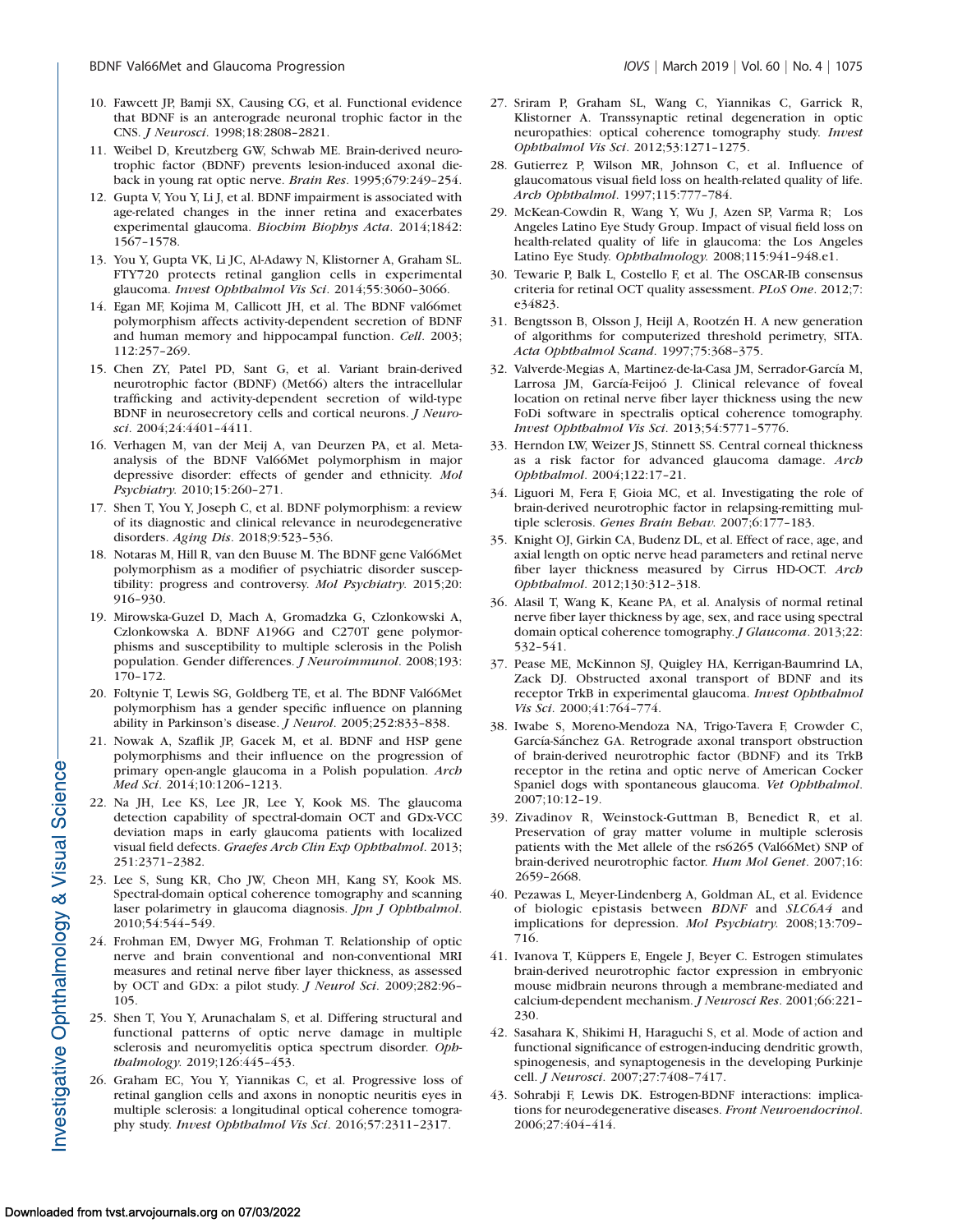10. Fawcett JP, Bamji SX, Causing CG, et al. Functional evidence that BDNF is an anterograde neuronal trophic factor in the CNS. *J Neurosci*. 1998;18:2808–2821.
11. Weibel D, Kreutzberg GW, Schwab ME. Brain-derived neurotrophic factor (BDNF) prevents lesion-induced axonal die-back in young rat optic nerve. *Brain Res*. 1995;679:249–254.
12. Gupta V, You Y, Li J, et al. BDNF impairment is associated with age-related changes in the inner retina and exacerbates experimental glaucoma. *Biochim Biophys Acta*. 2014;1842: 1567–1578.
13. You Y, Gupta VK, Li JC, Al-Adawy N, Klistorner A, Graham SL. FTY720 protects retinal ganglion cells in experimental glaucoma. *Invest Ophthalmol Vis Sci*. 2014;55:3060–3066.
14. Egan MF, Kojima M, Callicott JH, et al. The BDNF val66met polymorphism affects activity-dependent secretion of BDNF and human memory and hippocampal function. *Cell*. 2003; 112:257–269.
15. Chen ZY, Patel PD, Sant G, et al. Variant brain-derived neurotrophic factor (BDNF) (Met66) alters the intracellular trafficking and activity-dependent secretion of wild-type BDNF in neurosecretory cells and cortical neurons. *J Neurosci*. 2004;24:4401–4411.
16. Verhagen M, van der Meij A, van Deurzen PA, et al. Meta-analysis of the BDNF Val66Met polymorphism in major depressive disorder: effects of gender and ethnicity. *Mol Psychiatry*. 2010;15:260–271.
17. Shen T, You Y, Joseph C, et al. BDNF polymorphism: a review of its diagnostic and clinical relevance in neurodegenerative disorders. *Aging Dis*. 2018;9:523–536.
18. Notaras M, Hill R, van den Buuse M. The BDNF gene Val66Met polymorphism as a modifier of psychiatric disorder susceptibility: progress and controversy. *Mol Psychiatry*. 2015;20: 916–930.
19. Mirowska-Guzel D, Mach A, Gromadzka G, Czlonkowski A, Czlonkowska A. BDNF A196G and C270T gene polymorphisms and susceptibility to multiple sclerosis in the Polish population. Gender differences. *J Neuroimmunol*. 2008;193: 170–172.
20. Foltynie T, Lewis SG, Goldberg TE, et al. The BDNF Val66Met polymorphism has a gender specific influence on planning ability in Parkinson's disease. *J Neurol*. 2005;252:833–838.
21. Nowak A, Szaflik JP, Gacek M, et al. BDNF and HSP gene polymorphisms and their influence on the progression of primary open-angle glaucoma in a Polish population. *Arch Med Sci*. 2014;10:1206–1213.
22. Na JH, Lee KS, Lee JR, Lee Y, Kook MS. The glaucoma detection capability of spectral-domain OCT and GDx-VCC deviation maps in early glaucoma patients with localized visual field defects. *Graefes Arch Clin Exp Ophthalmol*. 2013; 251:2371–2382.
23. Lee S, Sung KR, Cho JW, Cheon MH, Kang SY, Kook MS. Spectral-domain optical coherence tomography and scanning laser polarimetry in glaucoma diagnosis. *Jpn J Ophthalmol*. 2010;54:544–549.
24. Frohman EM, Dwyer MG, Frohman T. Relationship of optic nerve and brain conventional and non-conventional MRI measures and retinal nerve fiber layer thickness, as assessed by OCT and GDx: a pilot study. *J Neurol Sci*. 2009;282:96–105.
25. Shen T, You Y, Arunachalam S, et al. Differing structural and functional patterns of optic nerve damage in multiple sclerosis and neuromyelitis optica spectrum disorder. *Ophthalmology*. 2019;126:445–453.
26. Graham EC, You Y, Yiannikas C, et al. Progressive loss of retinal ganglion cells and axons in nonoptic neuritis eyes in multiple sclerosis: a longitudinal optical coherence tomography study. *Invest Ophthalmol Vis Sci*. 2016;57:2311–2317.
27. Sriram P, Graham SL, Wang C, Yiannikas C, Garrick R, Klistorner A. Transsynaptic retinal degeneration in optic neuropathies: optical coherence tomography study. *Invest Ophthalmol Vis Sci*. 2012;53:1271–1275.
28. Gutierrez P, Wilson MR, Johnson C, et al. Influence of glaucomatous visual field loss on health-related quality of life. *Arch Ophthalmol*. 1997;115:777–784.
29. McKean-Cowdin R, Wang Y, Wu J, Azen SP, Varma R; Los Angeles Latino Eye Study Group. Impact of visual field loss on health-related quality of life in glaucoma: the Los Angeles Latino Eye Study. *Ophthalmology*. 2008;115:941–948.e1.
30. Tewarie P, Balk L, Costello F, et al. The OSCAR-IB consensus criteria for retinal OCT quality assessment. *PLoS One*. 2012;7: e34823.
31. Bengtsson B, Olsson J, Heijl A, Rootzén H. A new generation of algorithms for computerized threshold perimetry, SITA. *Acta Ophthalmol Scand*. 1997;75:368–375.
32. Valverde-Megias A, Martinez-de-la-Casa JM, Serrador-García M, Larrosa JM, García-Feijoó J. Clinical relevance of foveal location on retinal nerve fiber layer thickness using the new FoDi software in spectralis optical coherence tomography. *Invest Ophthalmol Vis Sci*. 2013;54:5771–5776.
33. Herndon LW, Weizer JS, Stinnett SS. Central corneal thickness as a risk factor for advanced glaucoma damage. *Arch Ophthalmol*. 2004;122:17–21.
34. Liguori M, Fera F, Gioia MC, et al. Investigating the role of brain-derived neurotrophic factor in relapsing-remitting multiple sclerosis. *Genes Brain Behav*. 2007;6:177–183.
35. Knight OJ, Girkin CA, Budenz DL, et al. Effect of race, age, and axial length on optic nerve head parameters and retinal nerve fiber layer thickness measured by Cirrus HD-OCT. *Arch Ophthalmol*. 2012;130:312–318.
36. Alasil T, Wang K, Keane PA, et al. Analysis of normal retinal nerve fiber layer thickness by age, sex, and race using spectral domain optical coherence tomography. *J Glaucoma*. 2013;22: 532–541.
37. Pease ME, McKinnon SJ, Quigley HA, Kerrigan-Baumrind LA, Zack DJ. Obstructed axonal transport of BDNF and its receptor TrkB in experimental glaucoma. *Invest Ophthalmol Vis Sci*. 2000;41:764–774.
38. Iwabe S, Moreno-Mendoza NA, Trigo-Tavera F, Crowder C, García-Sánchez GA. Retrograde axonal transport obstruction of brain-derived neurotrophic factor (BDNF) and its TrkB receptor in the retina and optic nerve of American Cocker Spaniel dogs with spontaneous glaucoma. *Vet Ophthalmol*. 2007;10:12–19.
39. Zivadinov R, Weinstock-Guttman B, Benedict R, et al. Preservation of gray matter volume in multiple sclerosis patients with the Met allele of the rs6265 (Val66Met) SNP of brain-derived neurotrophic factor. *Hum Mol Genet*. 2007;16: 2659–2668.
40. Pezawas L, Meyer-Lindenberg A, Goldman AL, et al. Evidence of biologic epistasis between *BDNF* and *SLC6A4* and implications for depression. *Mol Psychiatry*. 2008;13:709–716.
41. Ivanova T, Küppers E, Engele J, Beyer C. Estrogen stimulates brain-derived neurotrophic factor expression in embryonic mouse midbrain neurons through a membrane-mediated and calcium-dependent mechanism. *J Neurosci Res*. 2001;66:221–230.
42. Sasahara K, Shikimi H, Haraguchi S, et al. Mode of action and functional significance of estrogen-inducing dendritic growth, spinogenesis, and synaptogenesis in the developing Purkinje cell. *J Neurosci*. 2007;27:7408–7417.
43. Sohrabji F, Lewis DK. Estrogen-BDNF interactions: implications for neurodegenerative diseases. *Front Neuroendocrinol*. 2006;27:404–414.